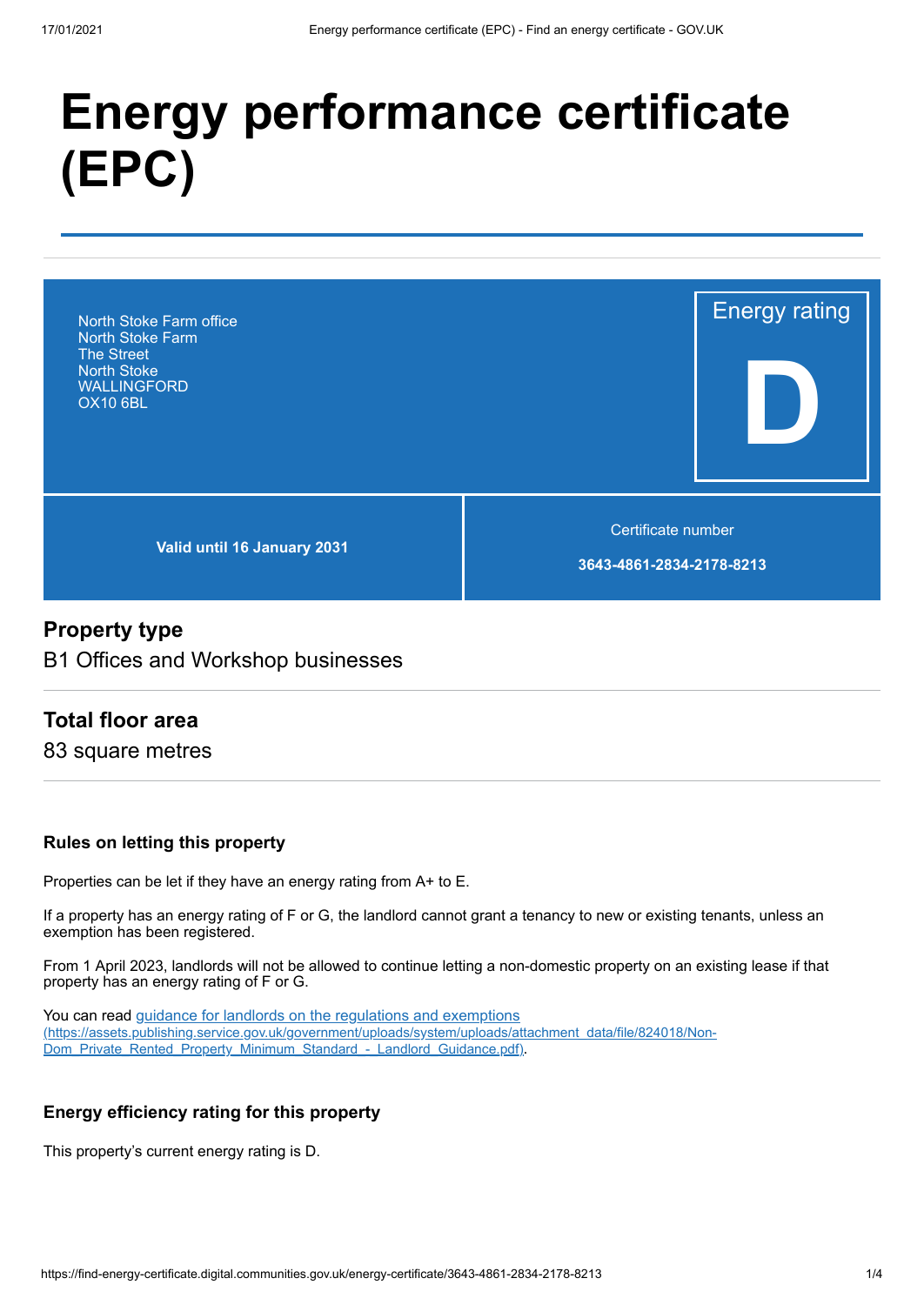# Energy performance certificate (EPC)

North Stoke Farm office
North Stoke Farm
The Street
North Stoke
WALLINGFORD
OX10 6BL

Energy rating

**D**

**Valid until 16 January 2031**

Certificate number

**3643-4861-2834-2178-8213**

## Property type

B1 Offices and Workshop businesses

## Total floor area

83 square metres

### Rules on letting this property

Properties can be let if they have an energy rating from A+ to E.

If a property has an energy rating of F or G, the landlord cannot grant a tenancy to new or existing tenants, unless an exemption has been registered.

From 1 April 2023, landlords will not be allowed to continue letting a non-domestic property on an existing lease if that property has an energy rating of F or G.

You can read [guidance for landlords on the regulations and exemptions (https://assets.publishing.service.gov.uk/government/uploads/system/uploads/attachment_data/file/824018/Non-Dom_Private_Rented_Property_Minimum_Standard_-_Landlord_Guidance.pdf)](https://assets.publishing.service.gov.uk/government/uploads/system/uploads/attachment_data/file/824018/Non-Dom_Private_Rented_Property_Minimum_Standard_-_Landlord_Guidance.pdf).

### Energy efficiency rating for this property

This property's current energy rating is D.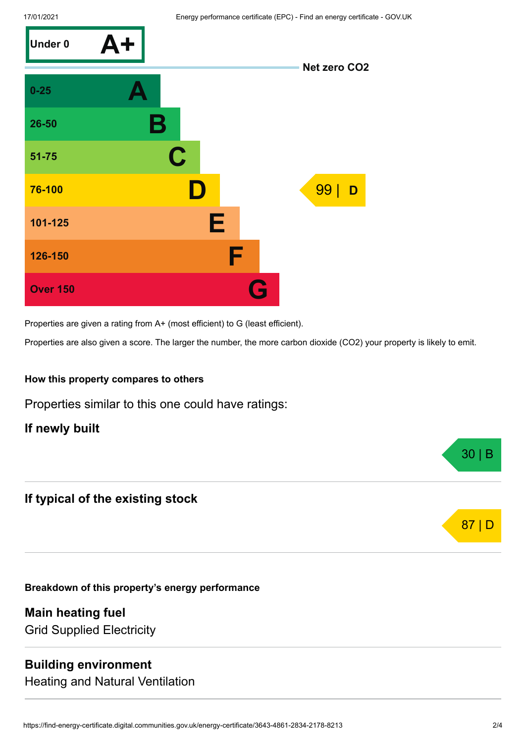| Score | Rating |
| --- | --- |
| Under 0 | A+ |
| 0-25 | A |
| 26-50 | B |
| 51-75 | C |
| 76-100 | D |
| 101-125 | E |
| 126-150 | F |
| Over 150 | G |

Net zero CO2

This property: 99 | D

Properties are given a rating from A+ (most efficient) to G (least efficient).

Properties are also given a score. The larger the number, the more carbon dioxide ($CO_2$) your property is likely to emit.

### How this property compares to others

Properties similar to this one could have ratings:

#### If newly built

30 | B

#### If typical of the existing stock

87 | D

### Breakdown of this property's energy performance

#### Main heating fuel

Grid Supplied Electricity

#### Building environment

Heating and Natural Ventilation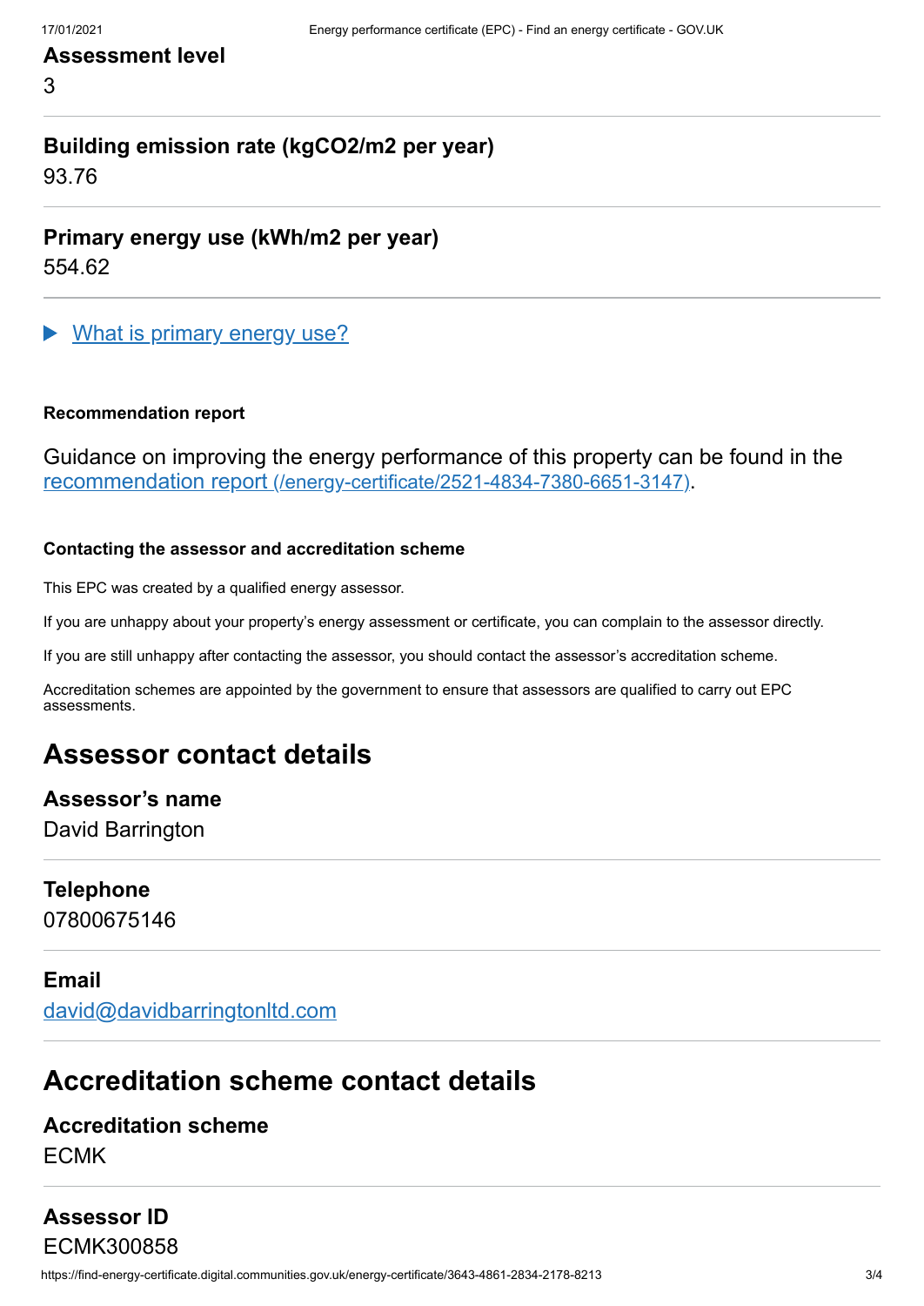**Assessment level**

3

**Building emission rate (kgCO2/m2 per year)**

93.76

**Primary energy use (kWh/m2 per year)**

554.62

▶ What is primary energy use?

#### Recommendation report

Guidance on improving the energy performance of this property can be found in the recommendation report (/energy-certificate/2521-4834-7380-6651-3147).

#### Contacting the assessor and accreditation scheme

This EPC was created by a qualified energy assessor.

If you are unhappy about your property's energy assessment or certificate, you can complain to the assessor directly.

If you are still unhappy after contacting the assessor, you should contact the assessor's accreditation scheme.

Accreditation schemes are appointed by the government to ensure that assessors are qualified to carry out EPC assessments.

## Assessor contact details

**Assessor's name**

David Barrington

**Telephone**

07800675146

**Email**

david@davidbarringtonltd.com

## Accreditation scheme contact details

**Accreditation scheme**

ECMK

**Assessor ID**

ECMK300858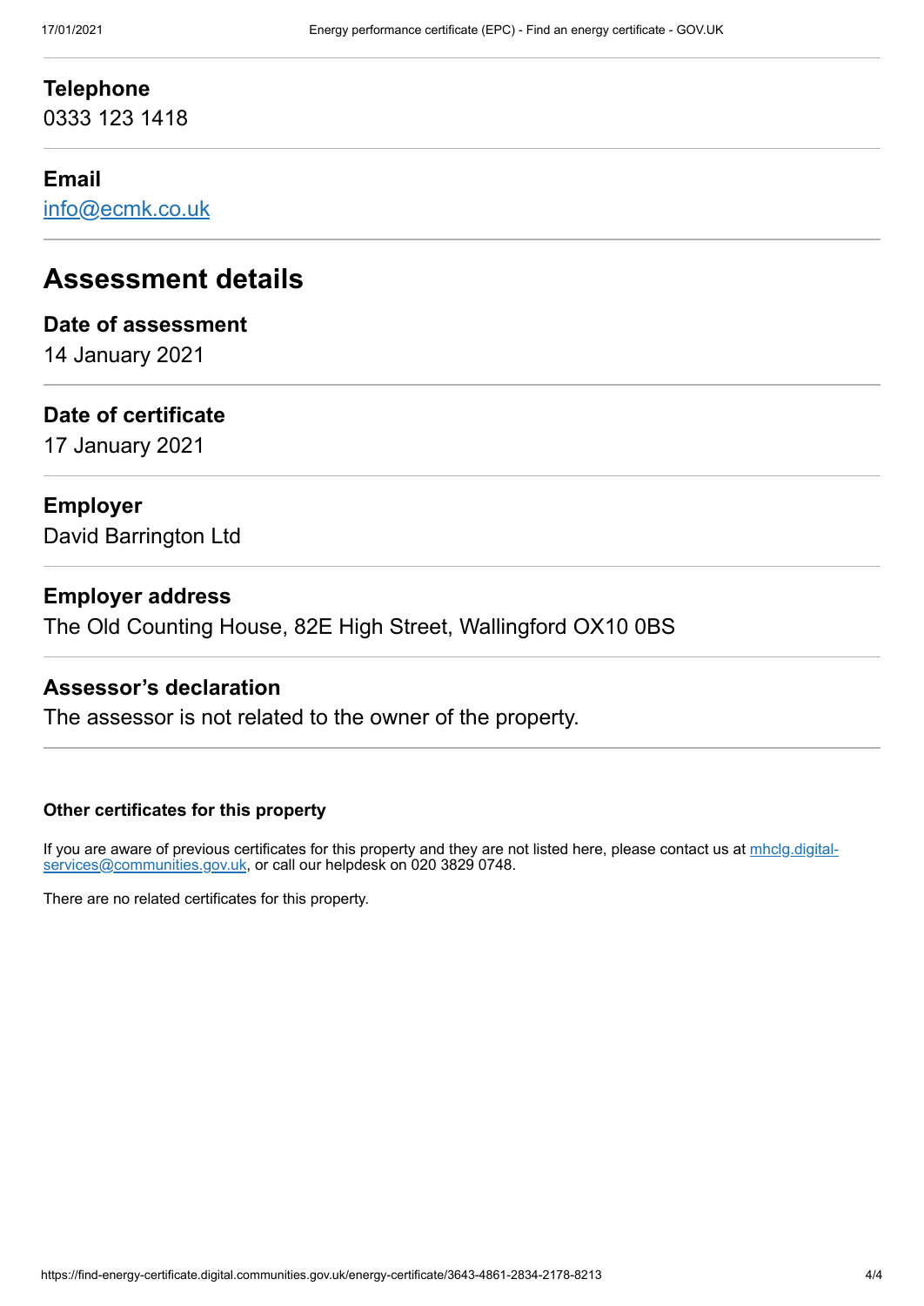**Telephone**

0333 123 1418

**Email**

[info@ecmk.co.uk](mailto:info@ecmk.co.uk)

## Assessment details

**Date of assessment**

14 January 2021

**Date of certificate**

17 January 2021

**Employer**

David Barrington Ltd

**Employer address**

The Old Counting House, 82E High Street, Wallingford OX10 0BS

**Assessor's declaration**

The assessor is not related to the owner of the property.

**Other certificates for this property**

If you are aware of previous certificates for this property and they are not listed here, please contact us at [mhclg.digital-services@communities.gov.uk](mailto:mhclg.digital-services@communities.gov.uk), or call our helpdesk on 020 3829 0748.

There are no related certificates for this property.